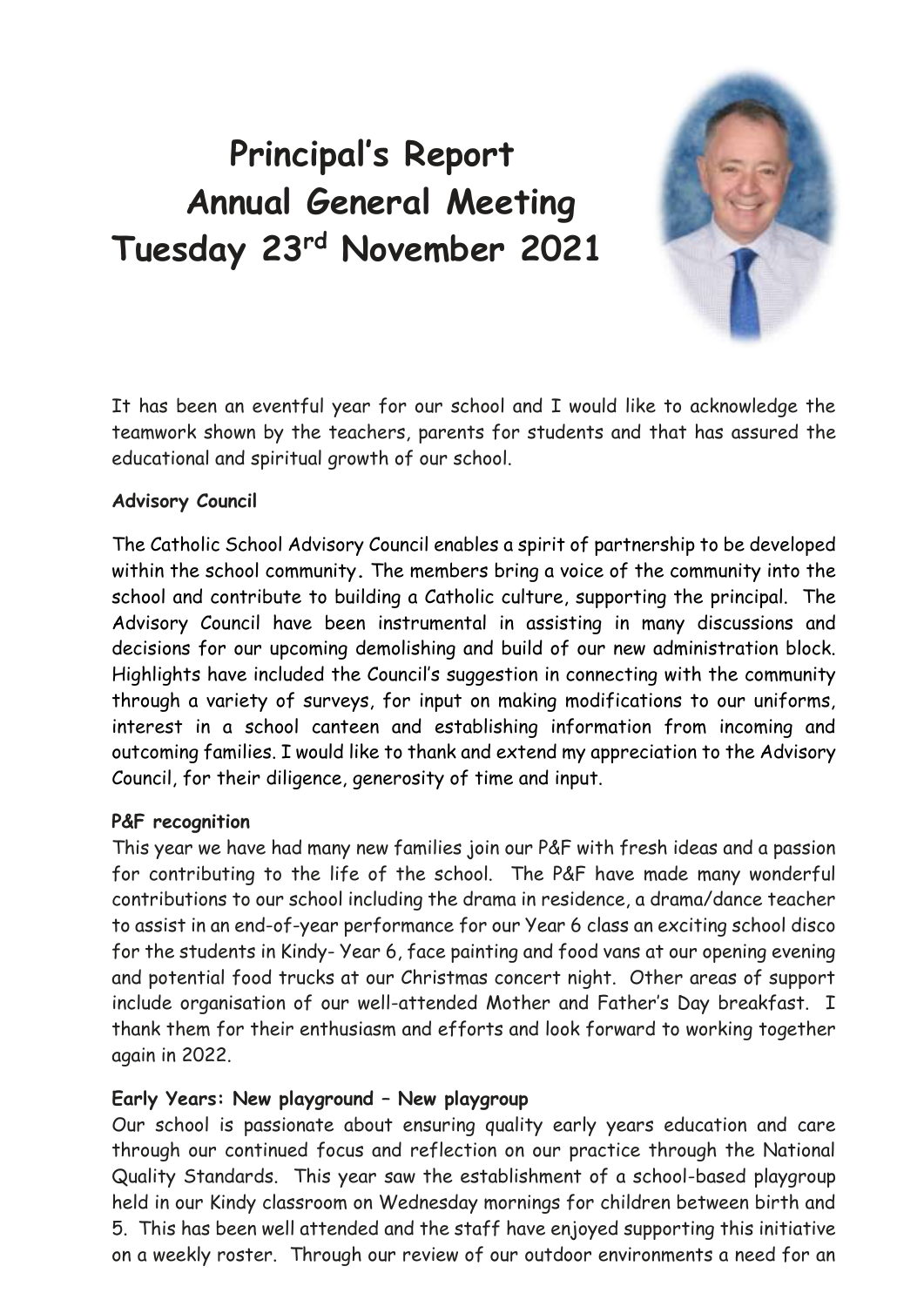# Principal's Report
# Annual General Meeting
# Tuesday 23rd November 2021

It has been an eventful year for our school and I would like to acknowledge the teamwork shown by the teachers, parents for students and that has assured the educational and spiritual growth of our school.

**Advisory Council**

The Catholic School Advisory Council enables a spirit of partnership to be developed within the school community. The members bring a voice of the community into the school and contribute to building a Catholic culture, supporting the principal. The Advisory Council have been instrumental in assisting in many discussions and decisions for our upcoming demolishing and build of our new administration block. Highlights have included the Council's suggestion in connecting with the community through a variety of surveys, for input on making modifications to our uniforms, interest in a school canteen and establishing information from incoming and outcoming families. I would like to thank and extend my appreciation to the Advisory Council, for their diligence, generosity of time and input.

**P&F recognition**

This year we have had many new families join our P&F with fresh ideas and a passion for contributing to the life of the school. The P&F have made many wonderful contributions to our school including the drama in residence, a drama/dance teacher to assist in an end-of-year performance for our Year 6 class an exciting school disco for the students in Kindy- Year 6, face painting and food vans at our opening evening and potential food trucks at our Christmas concert night. Other areas of support include organisation of our well-attended Mother and Father's Day breakfast. I thank them for their enthusiasm and efforts and look forward to working together again in 2022.

**Early Years: New playground – New playgroup**

Our school is passionate about ensuring quality early years education and care through our continued focus and reflection on our practice through the National Quality Standards. This year saw the establishment of a school-based playgroup held in our Kindy classroom on Wednesday mornings for children between birth and 5. This has been well attended and the staff have enjoyed supporting this initiative on a weekly roster. Through our review of our outdoor environments a need for an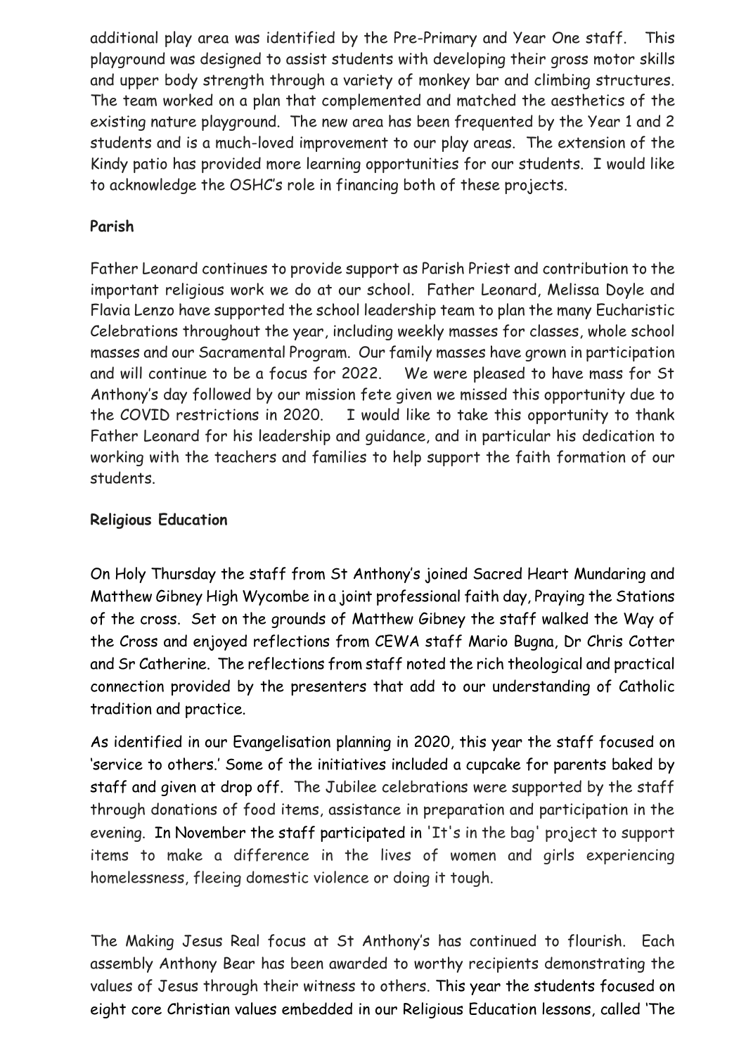additional play area was identified by the Pre-Primary and Year One staff. This playground was designed to assist students with developing their gross motor skills and upper body strength through a variety of monkey bar and climbing structures. The team worked on a plan that complemented and matched the aesthetics of the existing nature playground. The new area has been frequented by the Year 1 and 2 students and is a much-loved improvement to our play areas. The extension of the Kindy patio has provided more learning opportunities for our students. I would like to acknowledge the OSHC's role in financing both of these projects.

**Parish**

Father Leonard continues to provide support as Parish Priest and contribution to the important religious work we do at our school. Father Leonard, Melissa Doyle and Flavia Lenzo have supported the school leadership team to plan the many Eucharistic Celebrations throughout the year, including weekly masses for classes, whole school masses and our Sacramental Program. Our family masses have grown in participation and will continue to be a focus for 2022. We were pleased to have mass for St Anthony's day followed by our mission fete given we missed this opportunity due to the COVID restrictions in 2020. I would like to take this opportunity to thank Father Leonard for his leadership and guidance, and in particular his dedication to working with the teachers and families to help support the faith formation of our students.

**Religious Education**

On Holy Thursday the staff from St Anthony's joined Sacred Heart Mundaring and Matthew Gibney High Wycombe in a joint professional faith day, Praying the Stations of the cross. Set on the grounds of Matthew Gibney the staff walked the Way of the Cross and enjoyed reflections from CEWA staff Mario Bugna, Dr Chris Cotter and Sr Catherine. The reflections from staff noted the rich theological and practical connection provided by the presenters that add to our understanding of Catholic tradition and practice.

As identified in our Evangelisation planning in 2020, this year the staff focused on 'service to others.' Some of the initiatives included a cupcake for parents baked by staff and given at drop off. The Jubilee celebrations were supported by the staff through donations of food items, assistance in preparation and participation in the evening. In November the staff participated in 'It's in the bag' project to support items to make a difference in the lives of women and girls experiencing homelessness, fleeing domestic violence or doing it tough.

The Making Jesus Real focus at St Anthony's has continued to flourish. Each assembly Anthony Bear has been awarded to worthy recipients demonstrating the values of Jesus through their witness to others. This year the students focused on eight core Christian values embedded in our Religious Education lessons, called 'The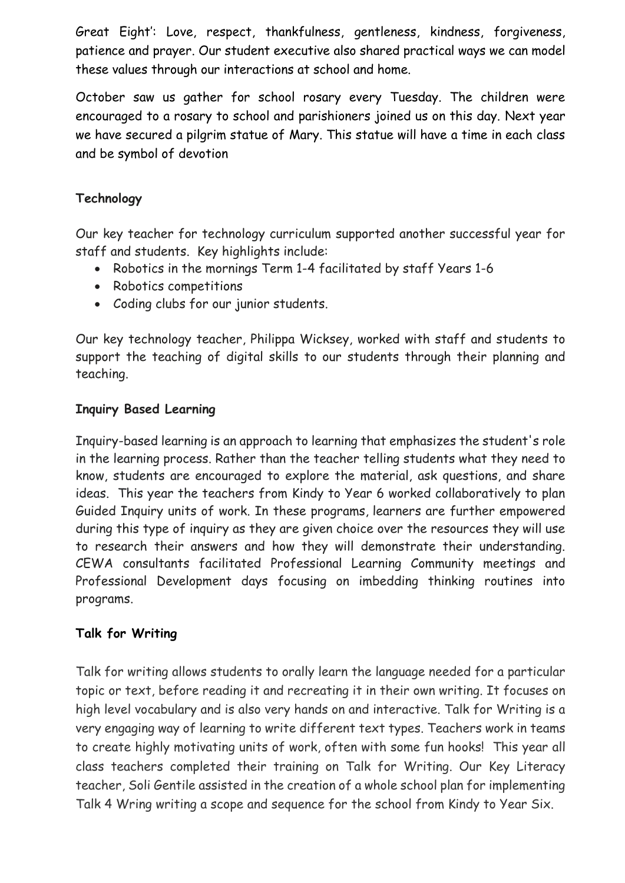Great Eight': Love, respect, thankfulness, gentleness, kindness, forgiveness, patience and prayer. Our student executive also shared practical ways we can model these values through our interactions at school and home.

October saw us gather for school rosary every Tuesday. The children were encouraged to a rosary to school and parishioners joined us on this day. Next year we have secured a pilgrim statue of Mary. This statue will have a time in each class and be symbol of devotion

**Technology**

Our key teacher for technology curriculum supported another successful year for staff and students. Key highlights include:

- Robotics in the mornings Term 1-4 facilitated by staff Years 1-6
- Robotics competitions
- Coding clubs for our junior students.

Our key technology teacher, Philippa Wicksey, worked with staff and students to support the teaching of digital skills to our students through their planning and teaching.

**Inquiry Based Learning**

Inquiry-based learning is an approach to learning that emphasizes the student's role in the learning process. Rather than the teacher telling students what they need to know, students are encouraged to explore the material, ask questions, and share ideas. This year the teachers from Kindy to Year 6 worked collaboratively to plan Guided Inquiry units of work. In these programs, learners are further empowered during this type of inquiry as they are given choice over the resources they will use to research their answers and how they will demonstrate their understanding. CEWA consultants facilitated Professional Learning Community meetings and Professional Development days focusing on imbedding thinking routines into programs.

**Talk for Writing**

Talk for writing allows students to orally learn the language needed for a particular topic or text, before reading it and recreating it in their own writing. It focuses on high level vocabulary and is also very hands on and interactive. Talk for Writing is a very engaging way of learning to write different text types. Teachers work in teams to create highly motivating units of work, often with some fun hooks! This year all class teachers completed their training on Talk for Writing. Our Key Literacy teacher, Soli Gentile assisted in the creation of a whole school plan for implementing Talk 4 Wring writing a scope and sequence for the school from Kindy to Year Six.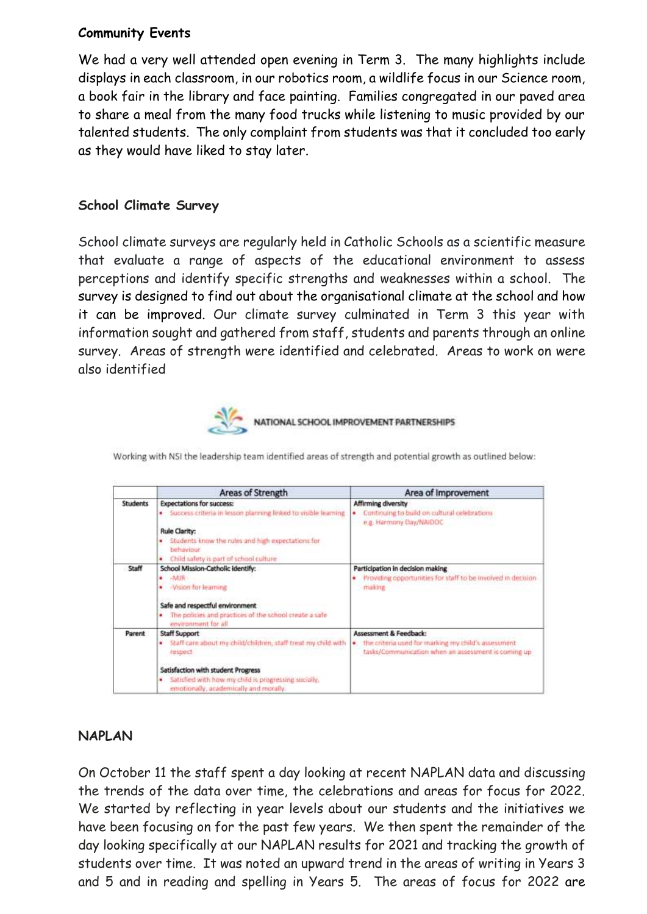**Community Events**

We had a very well attended open evening in Term 3. The many highlights include displays in each classroom, in our robotics room, a wildlife focus in our Science room, a book fair in the library and face painting. Families congregated in our paved area to share a meal from the many food trucks while listening to music provided by our talented students. The only complaint from students was that it concluded too early as they would have liked to stay later.

**School Climate Survey**

School climate surveys are regularly held in Catholic Schools as a scientific measure that evaluate a range of aspects of the educational environment to assess perceptions and identify specific strengths and weaknesses within a school. The survey is designed to find out about the organisational climate at the school and how it can be improved. Our climate survey culminated in Term 3 this year with information sought and gathered from staff, students and parents through an online survey. Areas of strength were identified and celebrated. Areas to work on were also identified

NATIONAL SCHOOL IMPROVEMENT PARTNERSHIPS

Working with NSI the leadership team identified areas of strength and potential growth as outlined below:

| | Areas of Strength | Area of Improvement |
|---|---|---|
| Students | **Expectations for success:**<br>• Success criteria in lesson planning linked to visible learning<br>**Rule Clarity:**<br>• Students know the rules and high expectations for behaviour<br>• Child safety is part of school culture | **Affirming diversity**<br>• Continuing to build on cultural celebrations e.g. Harmony Day/NAIDOC |
| Staff | **School Mission-Catholic identify:**<br>• -MJR<br>• -Vision for learning<br>**Safe and respectful environment**<br>• The policies and practices of the school create a safe environment for all | **Participation in decision making**<br>• Providing opportunities for staff to be involved in decision making |
| Parent | **Staff Support**<br>• Staff care about my child/children, staff treat my child with respect<br>**Satisfaction with student Progress**<br>• Satisfied with how my child is progressing socially, emotionally, academically and morally. | **Assessment & Feedback:**<br>• the criteria used for marking my child's assessment tasks/Communication when an assessment is coming up |

**NAPLAN**

On October 11 the staff spent a day looking at recent NAPLAN data and discussing the trends of the data over time, the celebrations and areas for focus for 2022. We started by reflecting in year levels about our students and the initiatives we have been focusing on for the past few years. We then spent the remainder of the day looking specifically at our NAPLAN results for 2021 and tracking the growth of students over time. It was noted an upward trend in the areas of writing in Years 3 and 5 and in reading and spelling in Years 5. The areas of focus for 2022 are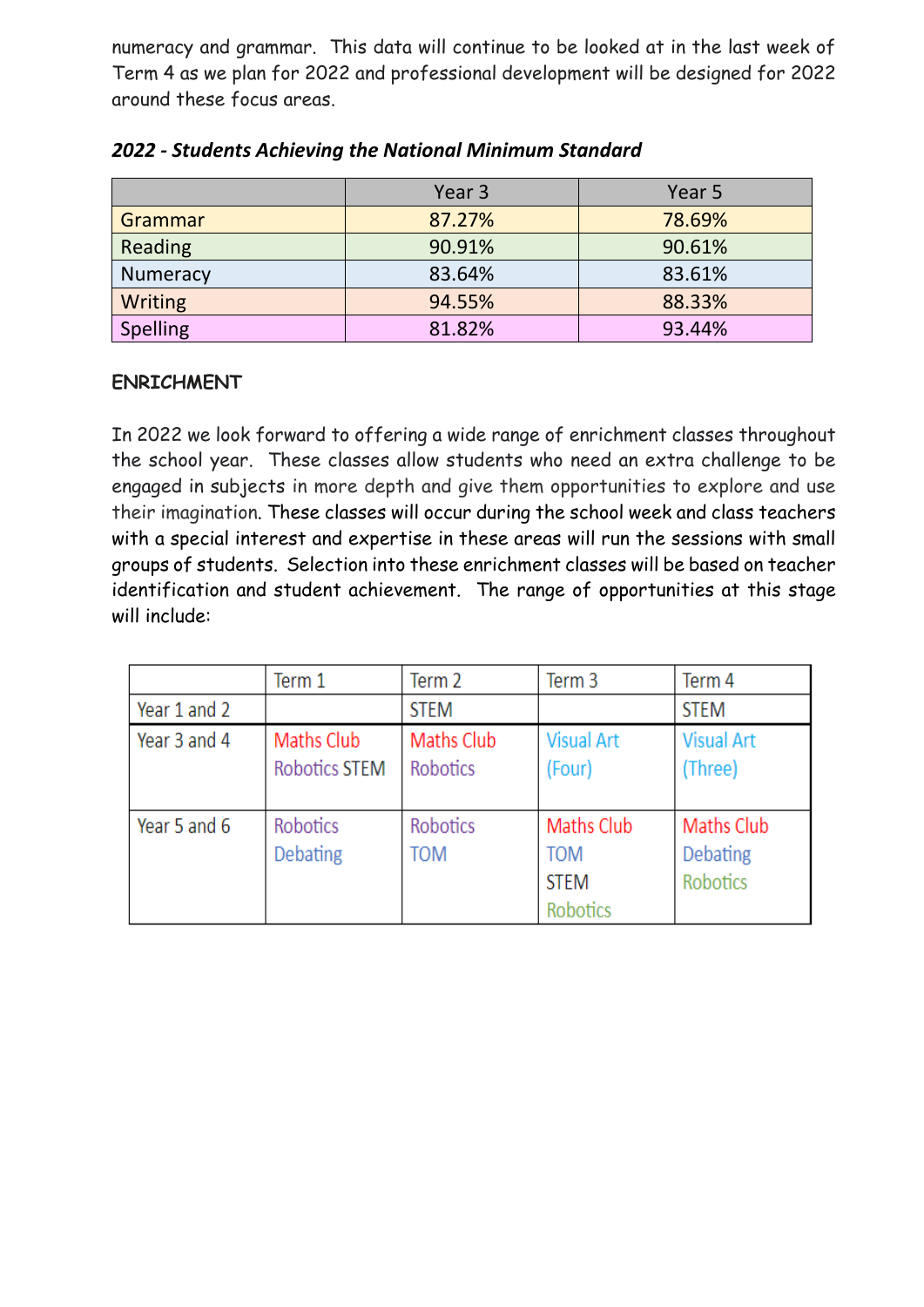numeracy and grammar. This data will continue to be looked at in the last week of Term 4 as we plan for 2022 and professional development will be designed for 2022 around these focus areas.

***2022 - Students Achieving the National Minimum Standard***

| | Year 3 | Year 5 |
|---|---|---|
| Grammar | 87.27% | 78.69% |
| Reading | 90.91% | 90.61% |
| Numeracy | 83.64% | 83.61% |
| Writing | 94.55% | 88.33% |
| Spelling | 81.82% | 93.44% |

**ENRICHMENT**

In 2022 we look forward to offering a wide range of enrichment classes throughout the school year. These classes allow students who need an extra challenge to be engaged in subjects in more depth and give them opportunities to explore and use their imagination. These classes will occur during the school week and class teachers with a special interest and expertise in these areas will run the sessions with small groups of students. Selection into these enrichment classes will be based on teacher identification and student achievement. The range of opportunities at this stage will include:

| | Term 1 | Term 2 | Term 3 | Term 4 |
|---|---|---|---|---|
| Year 1 and 2 | | STEM | | STEM |
| Year 3 and 4 | Maths Club<br>Robotics STEM | Maths Club<br>Robotics | Visual Art<br>(Four) | Visual Art<br>(Three) |
| Year 5 and 6 | Robotics<br>Debating | Robotics<br>TOM | Maths Club<br>TOM<br>STEM<br>Robotics | Maths Club<br>Debating<br>Robotics |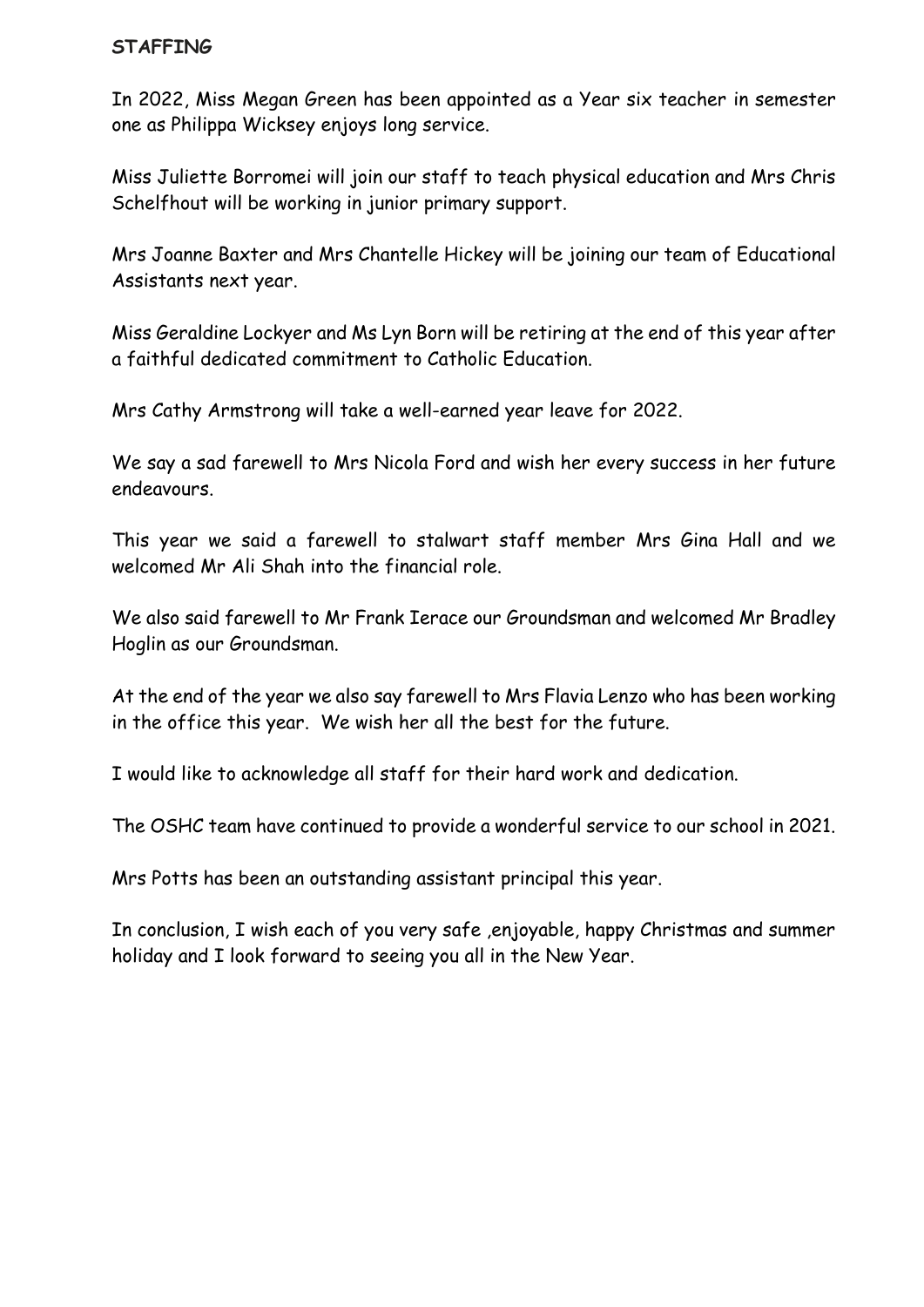**STAFFING**

In 2022, Miss Megan Green has been appointed as a Year six teacher in semester one as Philippa Wicksey enjoys long service.

Miss Juliette Borromei will join our staff to teach physical education and Mrs Chris Schelfhout will be working in junior primary support.

Mrs Joanne Baxter and Mrs Chantelle Hickey will be joining our team of Educational Assistants next year.

Miss Geraldine Lockyer and Ms Lyn Born will be retiring at the end of this year after a faithful dedicated commitment to Catholic Education.

Mrs Cathy Armstrong will take a well-earned year leave for 2022.

We say a sad farewell to Mrs Nicola Ford and wish her every success in her future endeavours.

This year we said a farewell to stalwart staff member Mrs Gina Hall and we welcomed Mr Ali Shah into the financial role.

We also said farewell to Mr Frank Ierace our Groundsman and welcomed Mr Bradley Hoglin as our Groundsman.

At the end of the year we also say farewell to Mrs Flavia Lenzo who has been working in the office this year. We wish her all the best for the future.

I would like to acknowledge all staff for their hard work and dedication.

The OSHC team have continued to provide a wonderful service to our school in 2021.

Mrs Potts has been an outstanding assistant principal this year.

In conclusion, I wish each of you very safe ,enjoyable, happy Christmas and summer holiday and I look forward to seeing you all in the New Year.